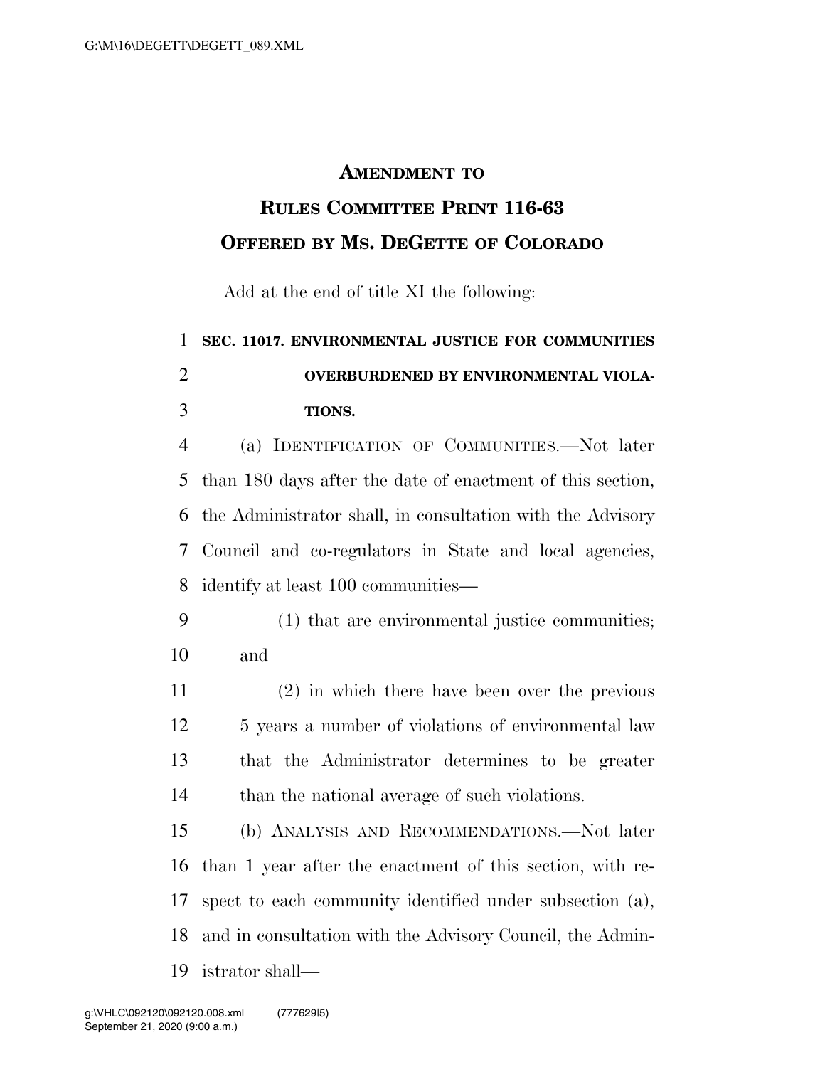# AMENDMENT TO RULES COMMITTEE PRINT 116-63 OFFERED BY MS. DEGETTE OF COLORADO

Add at the end of title XI the following:

**SEC. 11017. ENVIRONMENTAL JUSTICE FOR COMMUNITIES OVERBURDENED BY ENVIRONMENTAL VIOLATIONS.**

(a) IDENTIFICATION OF COMMUNITIES.—Not later than 180 days after the date of enactment of this section, the Administrator shall, in consultation with the Advisory Council and co-regulators in State and local agencies, identify at least 100 communities—

(1) that are environmental justice communities; and

(2) in which there have been over the previous 5 years a number of violations of environmental law that the Administrator determines to be greater than the national average of such violations.

(b) ANALYSIS AND RECOMMENDATIONS.—Not later than 1 year after the enactment of this section, with respect to each community identified under subsection (a), and in consultation with the Advisory Council, the Administrator shall—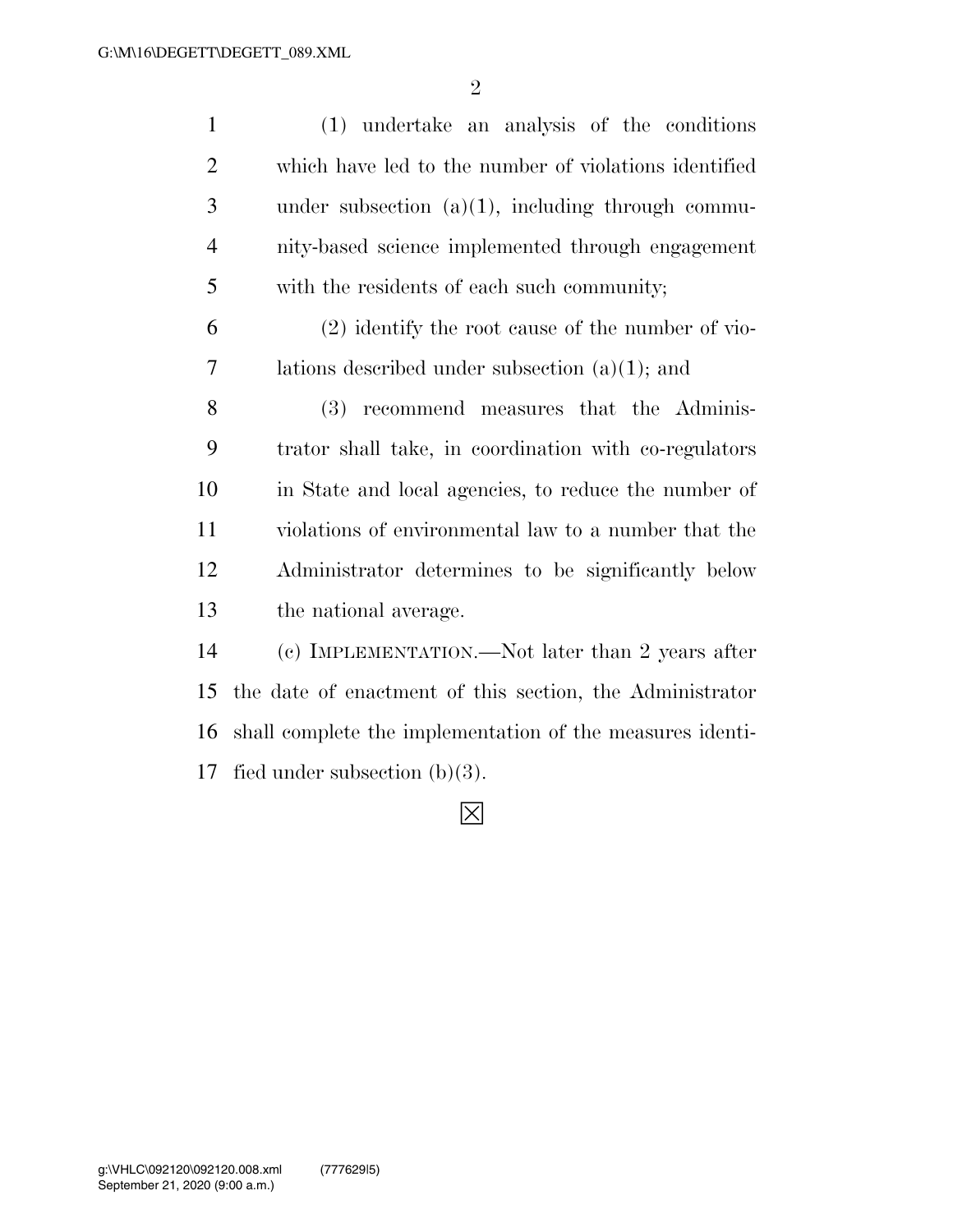(1) undertake an analysis of the conditions which have led to the number of violations identified under subsection (a)(1), including through community-based science implemented through engagement with the residents of each such community;

(2) identify the root cause of the number of violations described under subsection (a)(1); and

(3) recommend measures that the Administrator shall take, in coordination with co-regulators in State and local agencies, to reduce the number of violations of environmental law to a number that the Administrator determines to be significantly below the national average.

(c) IMPLEMENTATION.—Not later than 2 years after the date of enactment of this section, the Administrator shall complete the implementation of the measures identified under subsection (b)(3).